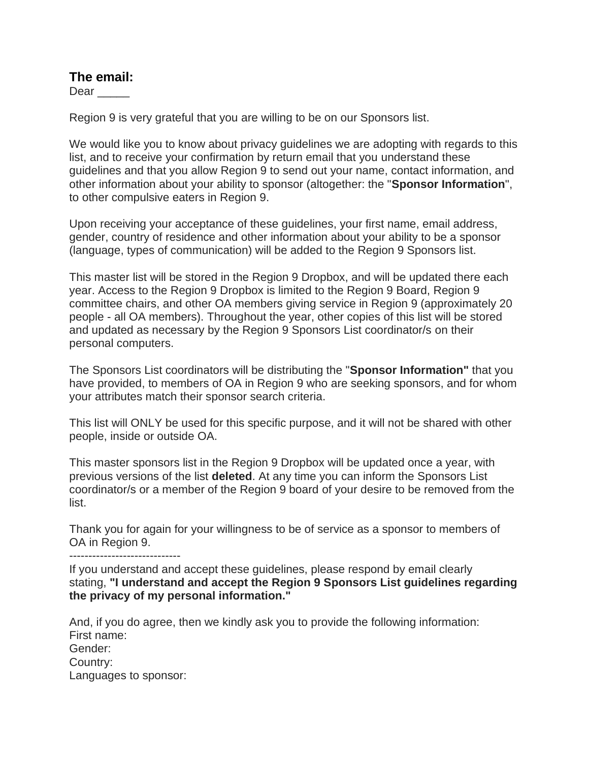**The email:**

Dear _____

Region 9 is very grateful that you are willing to be on our Sponsors list.

We would like you to know about privacy guidelines we are adopting with regards to this list, and to receive your confirmation by return email that you understand these guidelines and that you allow Region 9 to send out your name, contact information, and other information about your ability to sponsor (altogether: the "**Sponsor Information**", to other compulsive eaters in Region 9.

Upon receiving your acceptance of these guidelines, your first name, email address, gender, country of residence and other information about your ability to be a sponsor (language, types of communication) will be added to the Region 9 Sponsors list.

This master list will be stored in the Region 9 Dropbox, and will be updated there each year. Access to the Region 9 Dropbox is limited to the Region 9 Board, Region 9 committee chairs, and other OA members giving service in Region 9 (approximately 20 people - all OA members). Throughout the year, other copies of this list will be stored and updated as necessary by the Region 9 Sponsors List coordinator/s on their personal computers.

The Sponsors List coordinators will be distributing the "**Sponsor Information"** that you have provided, to members of OA in Region 9 who are seeking sponsors, and for whom your attributes match their sponsor search criteria.

This list will ONLY be used for this specific purpose, and it will not be shared with other people, inside or outside OA.

This master sponsors list in the Region 9 Dropbox will be updated once a year, with previous versions of the list **deleted**. At any time you can inform the Sponsors List coordinator/s or a member of the Region 9 board of your desire to be removed from the list.

Thank you for again for your willingness to be of service as a sponsor to members of OA in Region 9.

-----------------------------

If you understand and accept these guidelines, please respond by email clearly stating, **"I understand and accept the Region 9 Sponsors List guidelines regarding the privacy of my personal information."**

And, if you do agree, then we kindly ask you to provide the following information:
First name:
Gender:
Country:
Languages to sponsor: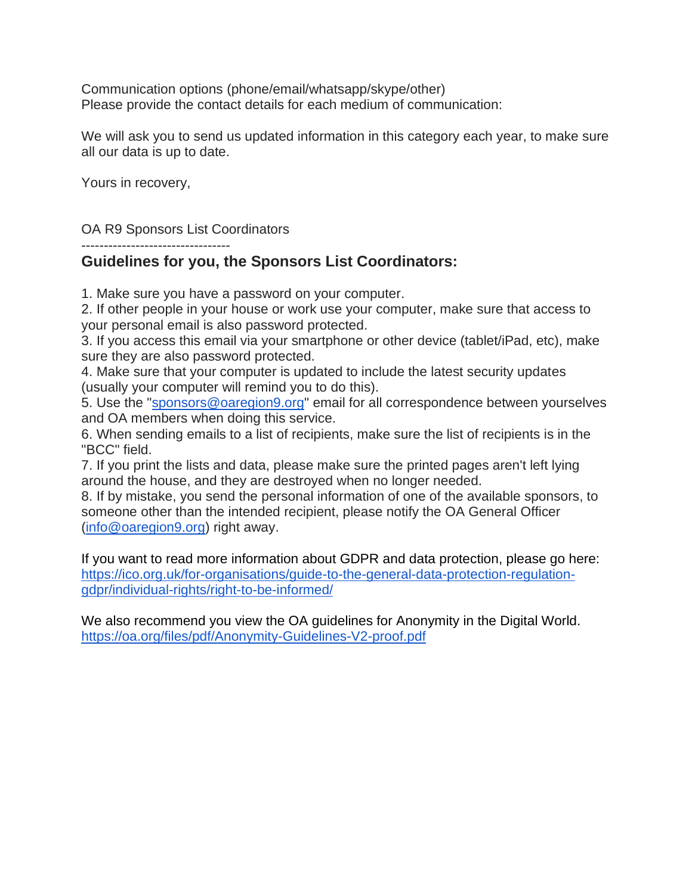Communication options (phone/email/whatsapp/skype/other)
Please provide the contact details for each medium of communication:

We will ask you to send us updated information in this category each year, to make sure all our data is up to date.

Yours in recovery,

OA R9 Sponsors List Coordinators

---------------------------------

## Guidelines for you, the Sponsors List Coordinators:

1. Make sure you have a password on your computer.
2. If other people in your house or work use your computer, make sure that access to your personal email is also password protected.
3. If you access this email via your smartphone or other device (tablet/iPad, etc), make sure they are also password protected.
4. Make sure that your computer is updated to include the latest security updates (usually your computer will remind you to do this).
5. Use the "sponsors@oaregion9.org" email for all correspondence between yourselves and OA members when doing this service.
6. When sending emails to a list of recipients, make sure the list of recipients is in the "BCC" field.
7. If you print the lists and data, please make sure the printed pages aren't left lying around the house, and they are destroyed when no longer needed.
8. If by mistake, you send the personal information of one of the available sponsors, to someone other than the intended recipient, please notify the OA General Officer (info@oaregion9.org) right away.

If you want to read more information about GDPR and data protection, please go here:
https://ico.org.uk/for-organisations/guide-to-the-general-data-protection-regulation-gdpr/individual-rights/right-to-be-informed/

We also recommend you view the OA guidelines for Anonymity in the Digital World.
https://oa.org/files/pdf/Anonymity-Guidelines-V2-proof.pdf